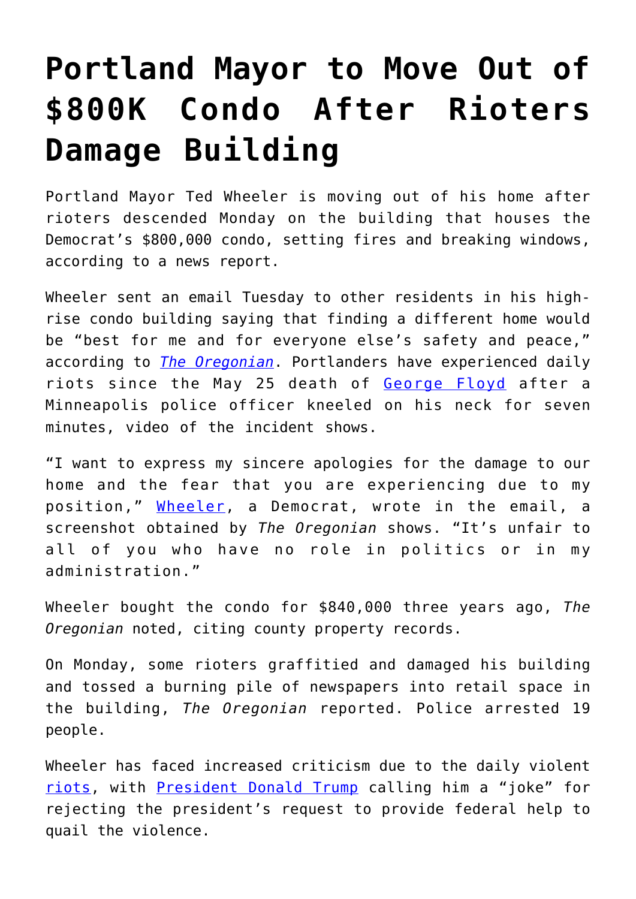# Portland Mayor to Move Out of $800K Condo After Rioters Damage Building

Portland Mayor Ted Wheeler is moving out of his home after rioters descended Monday on the building that houses the Democrat's $800,000 condo, setting fires and breaking windows, according to a news report.

Wheeler sent an email Tuesday to other residents in his high-rise condo building saying that finding a different home would be "best for me and for everyone else's safety and peace," according to *The Oregonian*. Portlanders have experienced daily riots since the May 25 death of George Floyd after a Minneapolis police officer kneeled on his neck for seven minutes, video of the incident shows.

"I want to express my sincere apologies for the damage to our home and the fear that you are experiencing due to my position," Wheeler, a Democrat, wrote in the email, a screenshot obtained by *The Oregonian* shows. "It's unfair to all of you who have no role in politics or in my administration."

Wheeler bought the condo for $840,000 three years ago, *The Oregonian* noted, citing county property records.

On Monday, some rioters graffitied and damaged his building and tossed a burning pile of newspapers into retail space in the building, *The Oregonian* reported. Police arrested 19 people.

Wheeler has faced increased criticism due to the daily violent riots, with President Donald Trump calling him a "joke" for rejecting the president's request to provide federal help to quail the violence.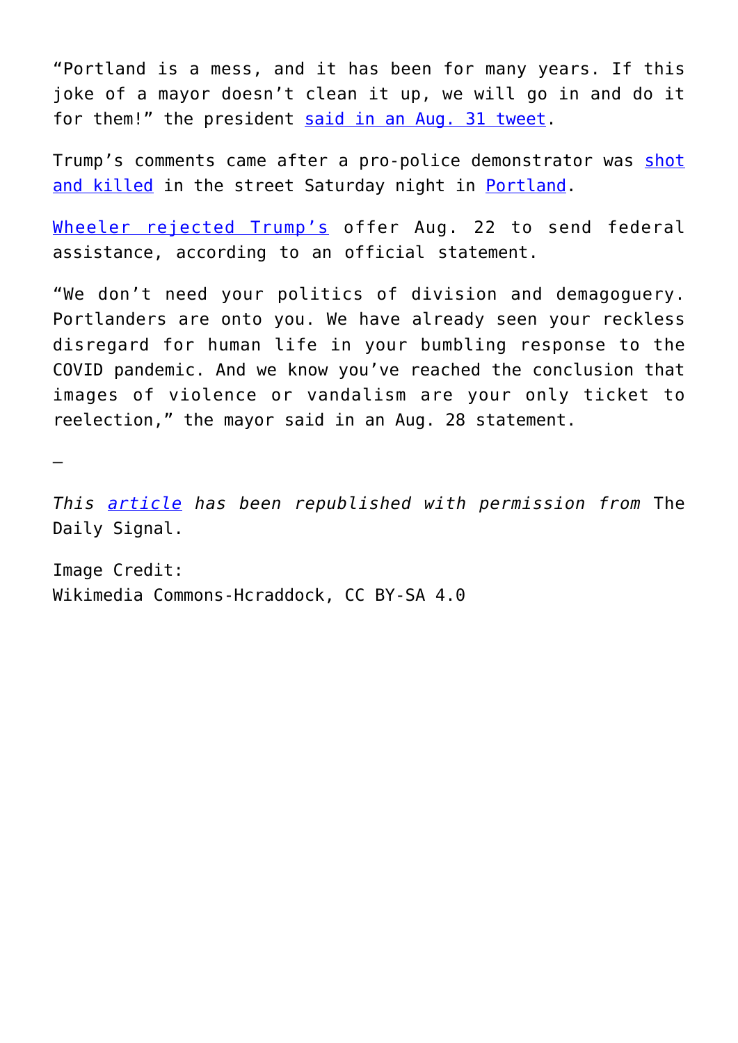"Portland is a mess, and it has been for many years. If this joke of a mayor doesn't clean it up, we will go in and do it for them!" the president said in an Aug. 31 tweet.

Trump's comments came after a pro-police demonstrator was shot and killed in the street Saturday night in Portland.

Wheeler rejected Trump's offer Aug. 22 to send federal assistance, according to an official statement.

"We don't need your politics of division and demagoguery. Portlanders are onto you. We have already seen your reckless disregard for human life in your bumbling response to the COVID pandemic. And we know you've reached the conclusion that images of violence or vandalism are your only ticket to reelection," the mayor said in an Aug. 28 statement.

—

*This article has been republished with permission from* The Daily Signal.

Image Credit:
Wikimedia Commons-Hcraddock, CC BY-SA 4.0